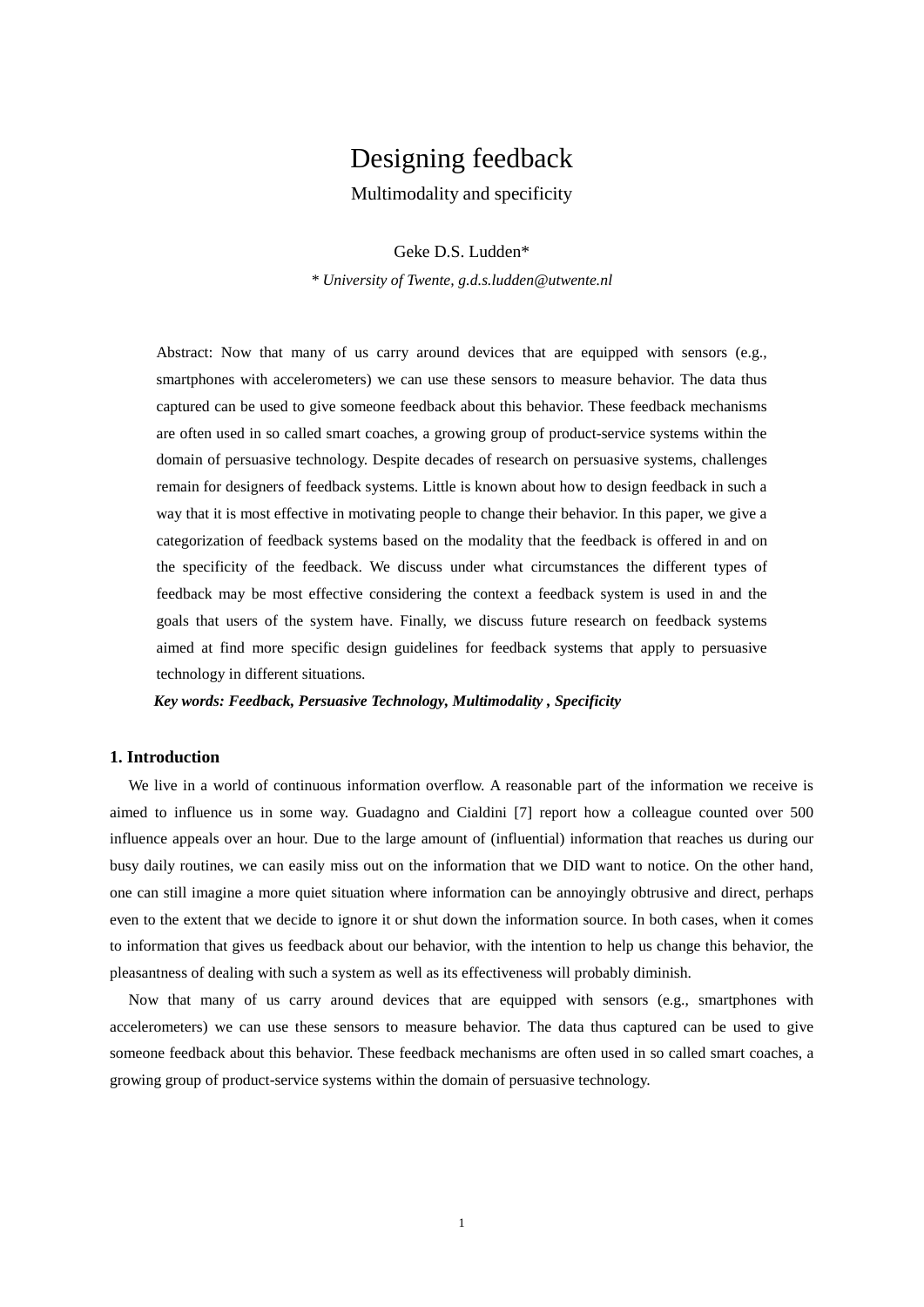# Designing feedback

Multimodality and specificity

Geke D.S. Ludden*

*\* University of Twente, g.d.s.ludden@utwente.nl*

Abstract: Now that many of us carry around devices that are equipped with sensors (e.g., smartphones with accelerometers) we can use these sensors to measure behavior. The data thus captured can be used to give someone feedback about this behavior. These feedback mechanisms are often used in so called smart coaches, a growing group of product-service systems within the domain of persuasive technology. Despite decades of research on persuasive systems, challenges remain for designers of feedback systems. Little is known about how to design feedback in such a way that it is most effective in motivating people to change their behavior. In this paper, we give a categorization of feedback systems based on the modality that the feedback is offered in and on the specificity of the feedback. We discuss under what circumstances the different types of feedback may be most effective considering the context a feedback system is used in and the goals that users of the system have. Finally, we discuss future research on feedback systems aimed at find more specific design guidelines for feedback systems that apply to persuasive technology in different situations.

***Key words: Feedback, Persuasive Technology, Multimodality , Specificity***

## 1. Introduction

We live in a world of continuous information overflow. A reasonable part of the information we receive is aimed to influence us in some way. Guadagno and Cialdini [7] report how a colleague counted over 500 influence appeals over an hour. Due to the large amount of (influential) information that reaches us during our busy daily routines, we can easily miss out on the information that we DID want to notice. On the other hand, one can still imagine a more quiet situation where information can be annoyingly obtrusive and direct, perhaps even to the extent that we decide to ignore it or shut down the information source. In both cases, when it comes to information that gives us feedback about our behavior, with the intention to help us change this behavior, the pleasantness of dealing with such a system as well as its effectiveness will probably diminish.

Now that many of us carry around devices that are equipped with sensors (e.g., smartphones with accelerometers) we can use these sensors to measure behavior. The data thus captured can be used to give someone feedback about this behavior. These feedback mechanisms are often used in so called smart coaches, a growing group of product-service systems within the domain of persuasive technology.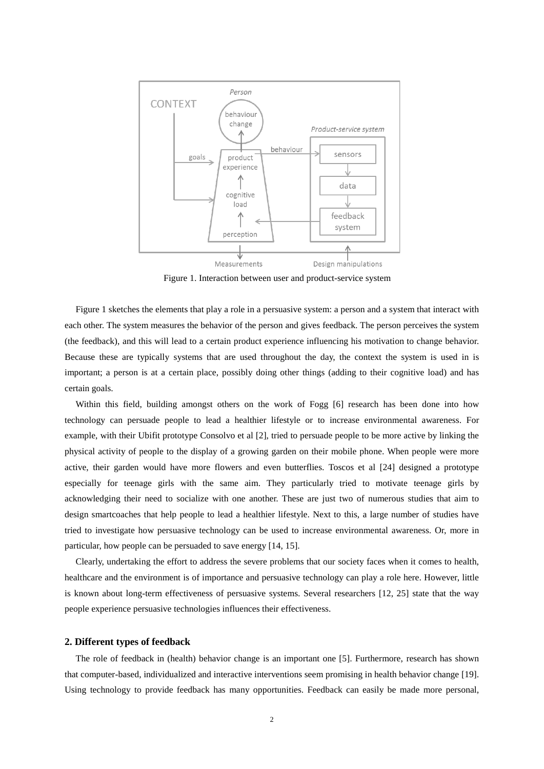Figure 1. Interaction between user and product-service system

Figure 1 sketches the elements that play a role in a persuasive system: a person and a system that interact with each other. The system measures the behavior of the person and gives feedback. The person perceives the system (the feedback), and this will lead to a certain product experience influencing his motivation to change behavior. Because these are typically systems that are used throughout the day, the context the system is used in is important; a person is at a certain place, possibly doing other things (adding to their cognitive load) and has certain goals.

Within this field, building amongst others on the work of Fogg [6] research has been done into how technology can persuade people to lead a healthier lifestyle or to increase environmental awareness. For example, with their Ubifit prototype Consolvo et al [2], tried to persuade people to be more active by linking the physical activity of people to the display of a growing garden on their mobile phone. When people were more active, their garden would have more flowers and even butterflies. Toscos et al [24] designed a prototype especially for teenage girls with the same aim. They particularly tried to motivate teenage girls by acknowledging their need to socialize with one another. These are just two of numerous studies that aim to design smartcoaches that help people to lead a healthier lifestyle. Next to this, a large number of studies have tried to investigate how persuasive technology can be used to increase environmental awareness. Or, more in particular, how people can be persuaded to save energy [14, 15].

Clearly, undertaking the effort to address the severe problems that our society faces when it comes to health, healthcare and the environment is of importance and persuasive technology can play a role here. However, little is known about long-term effectiveness of persuasive systems. Several researchers [12, 25] state that the way people experience persuasive technologies influences their effectiveness.

## 2. Different types of feedback

The role of feedback in (health) behavior change is an important one [5]. Furthermore, research has shown that computer-based, individualized and interactive interventions seem promising in health behavior change [19]. Using technology to provide feedback has many opportunities. Feedback can easily be made more personal,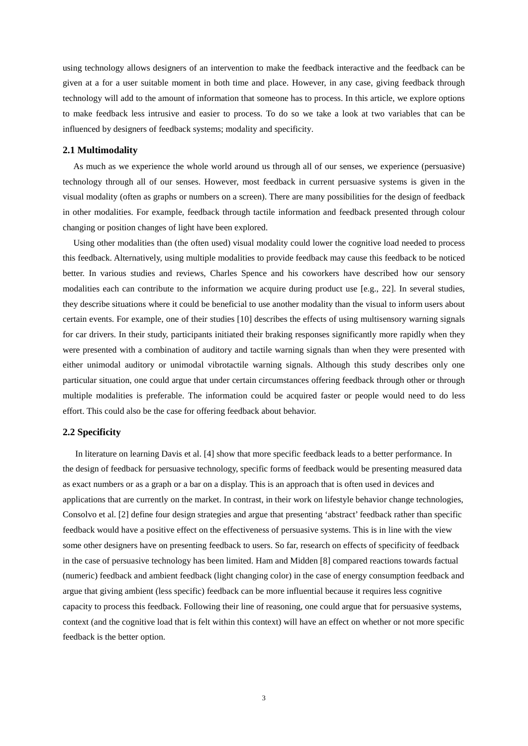using technology allows designers of an intervention to make the feedback interactive and the feedback can be given at a for a user suitable moment in both time and place. However, in any case, giving feedback through technology will add to the amount of information that someone has to process. In this article, we explore options to make feedback less intrusive and easier to process. To do so we take a look at two variables that can be influenced by designers of feedback systems; modality and specificity.

### 2.1 Multimodality

As much as we experience the whole world around us through all of our senses, we experience (persuasive) technology through all of our senses. However, most feedback in current persuasive systems is given in the visual modality (often as graphs or numbers on a screen). There are many possibilities for the design of feedback in other modalities. For example, feedback through tactile information and feedback presented through colour changing or position changes of light have been explored.

Using other modalities than (the often used) visual modality could lower the cognitive load needed to process this feedback. Alternatively, using multiple modalities to provide feedback may cause this feedback to be noticed better. In various studies and reviews, Charles Spence and his coworkers have described how our sensory modalities each can contribute to the information we acquire during product use [e.g., 22]. In several studies, they describe situations where it could be beneficial to use another modality than the visual to inform users about certain events. For example, one of their studies [10] describes the effects of using multisensory warning signals for car drivers. In their study, participants initiated their braking responses significantly more rapidly when they were presented with a combination of auditory and tactile warning signals than when they were presented with either unimodal auditory or unimodal vibrotactile warning signals. Although this study describes only one particular situation, one could argue that under certain circumstances offering feedback through other or through multiple modalities is preferable. The information could be acquired faster or people would need to do less effort. This could also be the case for offering feedback about behavior.

### 2.2 Specificity

In literature on learning Davis et al. [4] show that more specific feedback leads to a better performance. In the design of feedback for persuasive technology, specific forms of feedback would be presenting measured data as exact numbers or as a graph or a bar on a display. This is an approach that is often used in devices and applications that are currently on the market. In contrast, in their work on lifestyle behavior change technologies, Consolvo et al. [2] define four design strategies and argue that presenting 'abstract' feedback rather than specific feedback would have a positive effect on the effectiveness of persuasive systems. This is in line with the view some other designers have on presenting feedback to users. So far, research on effects of specificity of feedback in the case of persuasive technology has been limited. Ham and Midden [8] compared reactions towards factual (numeric) feedback and ambient feedback (light changing color) in the case of energy consumption feedback and argue that giving ambient (less specific) feedback can be more influential because it requires less cognitive capacity to process this feedback. Following their line of reasoning, one could argue that for persuasive systems, context (and the cognitive load that is felt within this context) will have an effect on whether or not more specific feedback is the better option.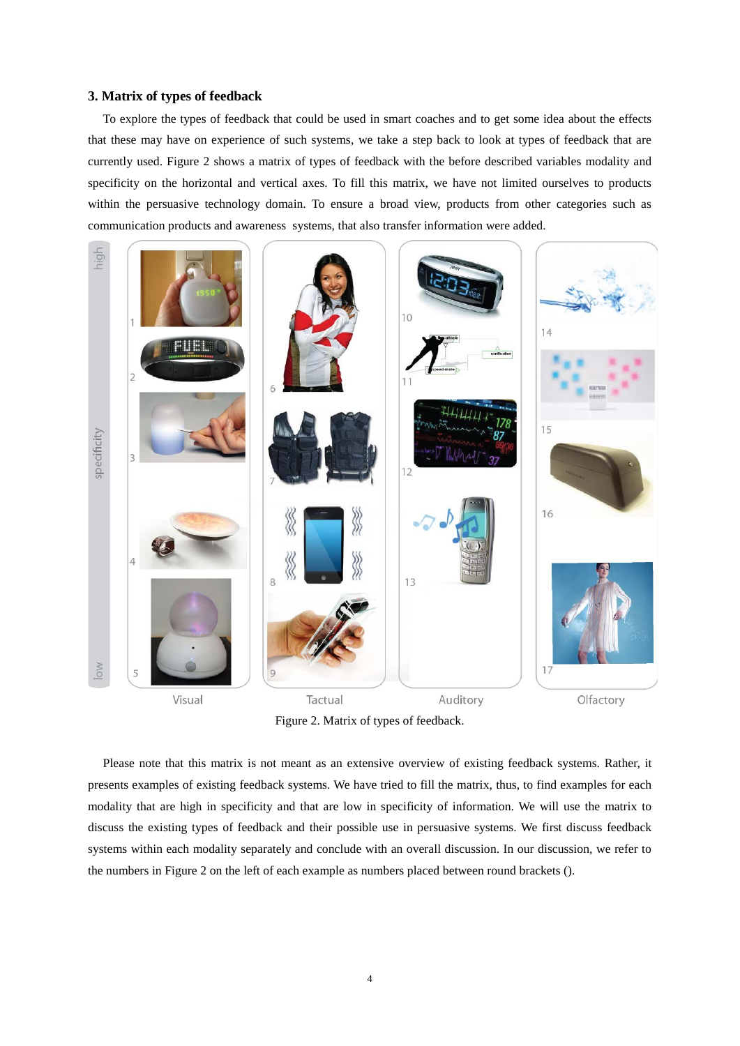### 3. Matrix of types of feedback

To explore the types of feedback that could be used in smart coaches and to get some idea about the effects that these may have on experience of such systems, we take a step back to look at types of feedback that are currently used. Figure 2 shows a matrix of types of feedback with the before described variables modality and specificity on the horizontal and vertical axes. To fill this matrix, we have not limited ourselves to products within the persuasive technology domain. To ensure a broad view, products from other categories such as communication products and awareness systems, that also transfer information were added.

Figure 2. Matrix of types of feedback.

Please note that this matrix is not meant as an extensive overview of existing feedback systems. Rather, it presents examples of existing feedback systems. We have tried to fill the matrix, thus, to find examples for each modality that are high in specificity and that are low in specificity of information. We will use the matrix to discuss the existing types of feedback and their possible use in persuasive systems. We first discuss feedback systems within each modality separately and conclude with an overall discussion. In our discussion, we refer to the numbers in Figure 2 on the left of each example as numbers placed between round brackets ().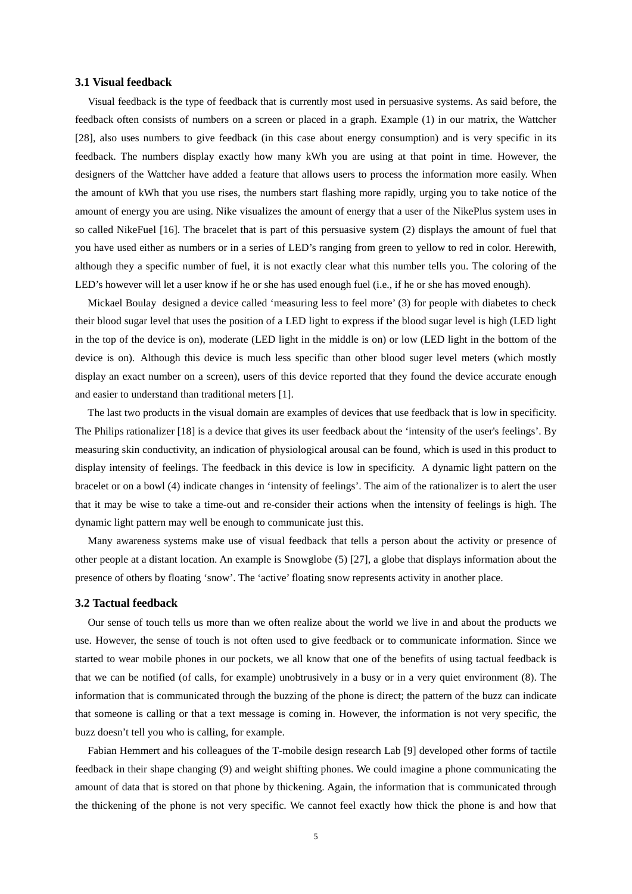### 3.1 Visual feedback

Visual feedback is the type of feedback that is currently most used in persuasive systems. As said before, the feedback often consists of numbers on a screen or placed in a graph. Example (1) in our matrix, the Wattcher [28], also uses numbers to give feedback (in this case about energy consumption) and is very specific in its feedback. The numbers display exactly how many kWh you are using at that point in time. However, the designers of the Wattcher have added a feature that allows users to process the information more easily. When the amount of kWh that you use rises, the numbers start flashing more rapidly, urging you to take notice of the amount of energy you are using. Nike visualizes the amount of energy that a user of the NikePlus system uses in so called NikeFuel [16]. The bracelet that is part of this persuasive system (2) displays the amount of fuel that you have used either as numbers or in a series of LED's ranging from green to yellow to red in color. Herewith, although they a specific number of fuel, it is not exactly clear what this number tells you. The coloring of the LED's however will let a user know if he or she has used enough fuel (i.e., if he or she has moved enough).

Mickael Boulay designed a device called 'measuring less to feel more' (3) for people with diabetes to check their blood sugar level that uses the position of a LED light to express if the blood sugar level is high (LED light in the top of the device is on), moderate (LED light in the middle is on) or low (LED light in the bottom of the device is on). Although this device is much less specific than other blood suger level meters (which mostly display an exact number on a screen), users of this device reported that they found the device accurate enough and easier to understand than traditional meters [1].

The last two products in the visual domain are examples of devices that use feedback that is low in specificity. The Philips rationalizer [18] is a device that gives its user feedback about the 'intensity of the user's feelings'. By measuring skin conductivity, an indication of physiological arousal can be found, which is used in this product to display intensity of feelings. The feedback in this device is low in specificity. A dynamic light pattern on the bracelet or on a bowl (4) indicate changes in 'intensity of feelings'. The aim of the rationalizer is to alert the user that it may be wise to take a time-out and re-consider their actions when the intensity of feelings is high. The dynamic light pattern may well be enough to communicate just this.

Many awareness systems make use of visual feedback that tells a person about the activity or presence of other people at a distant location. An example is Snowglobe (5) [27], a globe that displays information about the presence of others by floating 'snow'. The 'active' floating snow represents activity in another place.

### 3.2 Tactual feedback

Our sense of touch tells us more than we often realize about the world we live in and about the products we use. However, the sense of touch is not often used to give feedback or to communicate information. Since we started to wear mobile phones in our pockets, we all know that one of the benefits of using tactual feedback is that we can be notified (of calls, for example) unobtrusively in a busy or in a very quiet environment (8). The information that is communicated through the buzzing of the phone is direct; the pattern of the buzz can indicate that someone is calling or that a text message is coming in. However, the information is not very specific, the buzz doesn't tell you who is calling, for example.

Fabian Hemmert and his colleagues of the T-mobile design research Lab [9] developed other forms of tactile feedback in their shape changing (9) and weight shifting phones. We could imagine a phone communicating the amount of data that is stored on that phone by thickening. Again, the information that is communicated through the thickening of the phone is not very specific. We cannot feel exactly how thick the phone is and how that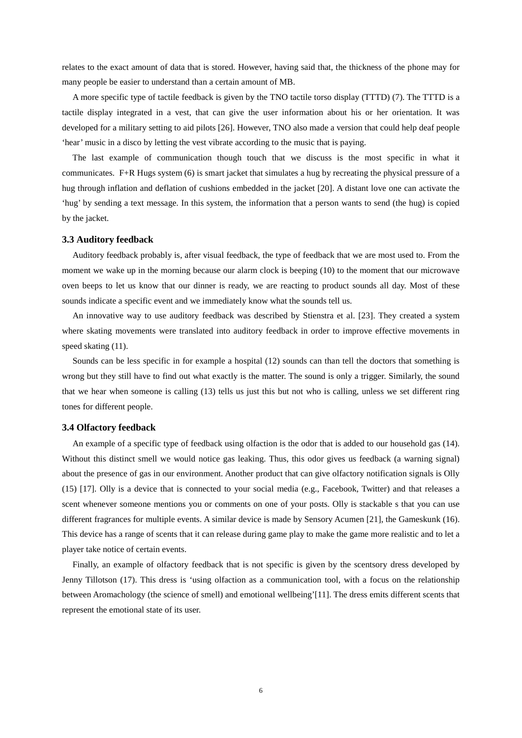relates to the exact amount of data that is stored. However, having said that, the thickness of the phone may for many people be easier to understand than a certain amount of MB.

A more specific type of tactile feedback is given by the TNO tactile torso display (TTTD) (7). The TTTD is a tactile display integrated in a vest, that can give the user information about his or her orientation. It was developed for a military setting to aid pilots [26]. However, TNO also made a version that could help deaf people 'hear' music in a disco by letting the vest vibrate according to the music that is paying.

The last example of communication though touch that we discuss is the most specific in what it communicates. F+R Hugs system (6) is smart jacket that simulates a hug by recreating the physical pressure of a hug through inflation and deflation of cushions embedded in the jacket [20]. A distant love one can activate the 'hug' by sending a text message. In this system, the information that a person wants to send (the hug) is copied by the jacket.

### 3.3 Auditory feedback

Auditory feedback probably is, after visual feedback, the type of feedback that we are most used to. From the moment we wake up in the morning because our alarm clock is beeping (10) to the moment that our microwave oven beeps to let us know that our dinner is ready, we are reacting to product sounds all day. Most of these sounds indicate a specific event and we immediately know what the sounds tell us.

An innovative way to use auditory feedback was described by Stienstra et al. [23]. They created a system where skating movements were translated into auditory feedback in order to improve effective movements in speed skating (11).

Sounds can be less specific in for example a hospital (12) sounds can than tell the doctors that something is wrong but they still have to find out what exactly is the matter. The sound is only a trigger. Similarly, the sound that we hear when someone is calling (13) tells us just this but not who is calling, unless we set different ring tones for different people.

### 3.4 Olfactory feedback

An example of a specific type of feedback using olfaction is the odor that is added to our household gas (14). Without this distinct smell we would notice gas leaking. Thus, this odor gives us feedback (a warning signal) about the presence of gas in our environment. Another product that can give olfactory notification signals is Olly (15) [17]. Olly is a device that is connected to your social media (e.g., Facebook, Twitter) and that releases a scent whenever someone mentions you or comments on one of your posts. Olly is stackable s that you can use different fragrances for multiple events. A similar device is made by Sensory Acumen [21], the Gameskunk (16). This device has a range of scents that it can release during game play to make the game more realistic and to let a player take notice of certain events.

Finally, an example of olfactory feedback that is not specific is given by the scentsory dress developed by Jenny Tillotson (17). This dress is 'using olfaction as a communication tool, with a focus on the relationship between Aromachology (the science of smell) and emotional wellbeing'[11]. The dress emits different scents that represent the emotional state of its user.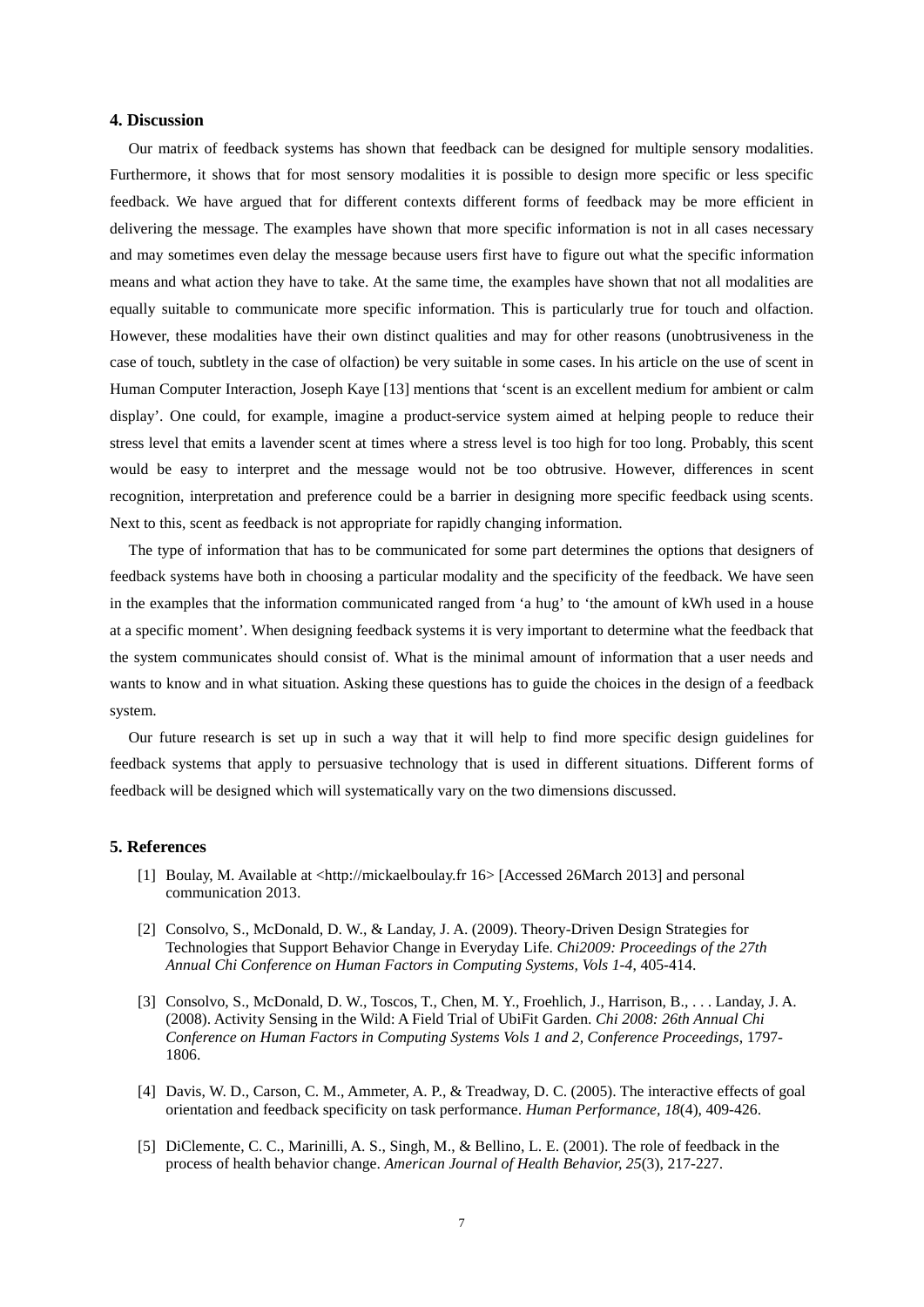## 4. Discussion

Our matrix of feedback systems has shown that feedback can be designed for multiple sensory modalities. Furthermore, it shows that for most sensory modalities it is possible to design more specific or less specific feedback. We have argued that for different contexts different forms of feedback may be more efficient in delivering the message. The examples have shown that more specific information is not in all cases necessary and may sometimes even delay the message because users first have to figure out what the specific information means and what action they have to take. At the same time, the examples have shown that not all modalities are equally suitable to communicate more specific information. This is particularly true for touch and olfaction. However, these modalities have their own distinct qualities and may for other reasons (unobtrusiveness in the case of touch, subtlety in the case of olfaction) be very suitable in some cases. In his article on the use of scent in Human Computer Interaction, Joseph Kaye [13] mentions that 'scent is an excellent medium for ambient or calm display'. One could, for example, imagine a product-service system aimed at helping people to reduce their stress level that emits a lavender scent at times where a stress level is too high for too long. Probably, this scent would be easy to interpret and the message would not be too obtrusive. However, differences in scent recognition, interpretation and preference could be a barrier in designing more specific feedback using scents. Next to this, scent as feedback is not appropriate for rapidly changing information.

The type of information that has to be communicated for some part determines the options that designers of feedback systems have both in choosing a particular modality and the specificity of the feedback. We have seen in the examples that the information communicated ranged from 'a hug' to 'the amount of kWh used in a house at a specific moment'. When designing feedback systems it is very important to determine what the feedback that the system communicates should consist of. What is the minimal amount of information that a user needs and wants to know and in what situation. Asking these questions has to guide the choices in the design of a feedback system.

Our future research is set up in such a way that it will help to find more specific design guidelines for feedback systems that apply to persuasive technology that is used in different situations. Different forms of feedback will be designed which will systematically vary on the two dimensions discussed.

## 5. References

[1] Boulay, M. Available at <http://mickaelboulay.fr 16> [Accessed 26March 2013] and personal communication 2013.

[2] Consolvo, S., McDonald, D. W., & Landay, J. A. (2009). Theory-Driven Design Strategies for Technologies that Support Behavior Change in Everyday Life. *Chi2009: Proceedings of the 27th Annual Chi Conference on Human Factors in Computing Systems, Vols 1-4*, 405-414.

[3] Consolvo, S., McDonald, D. W., Toscos, T., Chen, M. Y., Froehlich, J., Harrison, B., . . . Landay, J. A. (2008). Activity Sensing in the Wild: A Field Trial of UbiFit Garden. *Chi 2008: 26th Annual Chi Conference on Human Factors in Computing Systems Vols 1 and 2, Conference Proceedings*, 1797-1806.

[4] Davis, W. D., Carson, C. M., Ammeter, A. P., & Treadway, D. C. (2005). The interactive effects of goal orientation and feedback specificity on task performance. *Human Performance, 18*(4), 409-426.

[5] DiClemente, C. C., Marinilli, A. S., Singh, M., & Bellino, L. E. (2001). The role of feedback in the process of health behavior change. *American Journal of Health Behavior, 25*(3), 217-227.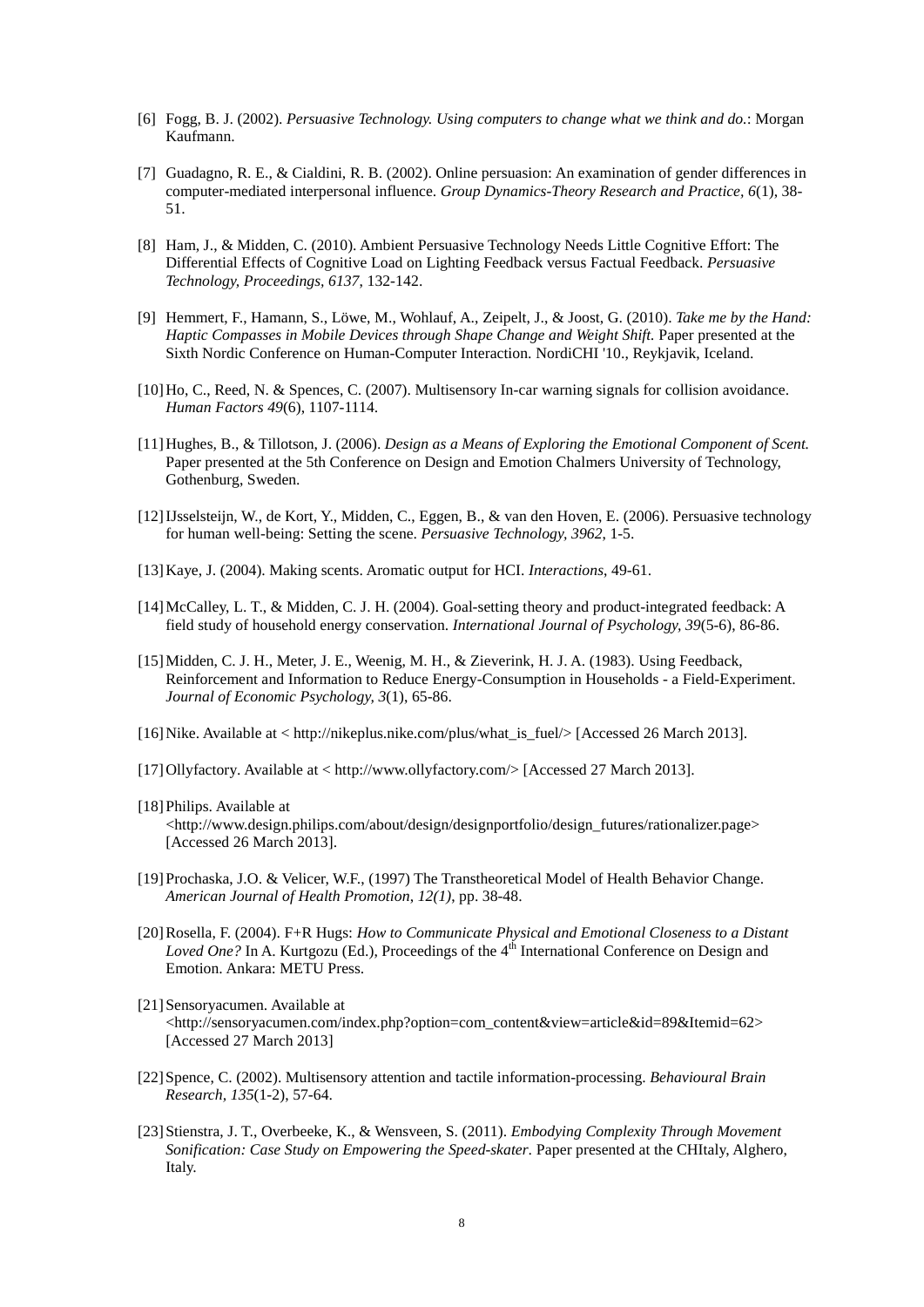[6] Fogg, B. J. (2002). *Persuasive Technology. Using computers to change what we think and do.*: Morgan Kaufmann.

[7] Guadagno, R. E., & Cialdini, R. B. (2002). Online persuasion: An examination of gender differences in computer-mediated interpersonal influence. *Group Dynamics-Theory Research and Practice, 6*(1), 38-51.

[8] Ham, J., & Midden, C. (2010). Ambient Persuasive Technology Needs Little Cognitive Effort: The Differential Effects of Cognitive Load on Lighting Feedback versus Factual Feedback. *Persuasive Technology, Proceedings, 6137*, 132-142.

[9] Hemmert, F., Hamann, S., Löwe, M., Wohlauf, A., Zeipelt, J., & Joost, G. (2010). *Take me by the Hand: Haptic Compasses in Mobile Devices through Shape Change and Weight Shift.* Paper presented at the Sixth Nordic Conference on Human-Computer Interaction. NordiCHI '10., Reykjavik, Iceland.

[10] Ho, C., Reed, N. & Spences, C. (2007). Multisensory In-car warning signals for collision avoidance. *Human Factors 49*(6), 1107-1114.

[11] Hughes, B., & Tillotson, J. (2006). *Design as a Means of Exploring the Emotional Component of Scent.* Paper presented at the 5th Conference on Design and Emotion Chalmers University of Technology, Gothenburg, Sweden.

[12] IJsselsteijn, W., de Kort, Y., Midden, C., Eggen, B., & van den Hoven, E. (2006). Persuasive technology for human well-being: Setting the scene. *Persuasive Technology, 3962*, 1-5.

[13] Kaye, J. (2004). Making scents. Aromatic output for HCI. *Interactions*, 49-61.

[14] McCalley, L. T., & Midden, C. J. H. (2004). Goal-setting theory and product-integrated feedback: A field study of household energy conservation. *International Journal of Psychology, 39*(5-6), 86-86.

[15] Midden, C. J. H., Meter, J. E., Weenig, M. H., & Zieverink, H. J. A. (1983). Using Feedback, Reinforcement and Information to Reduce Energy-Consumption in Households - a Field-Experiment. *Journal of Economic Psychology, 3*(1), 65-86.

[16] Nike. Available at < http://nikeplus.nike.com/plus/what_is_fuel/> [Accessed 26 March 2013].

[17] Ollyfactory. Available at < http://www.ollyfactory.com/> [Accessed 27 March 2013].

[18] Philips. Available at <http://www.design.philips.com/about/design/designportfolio/design_futures/rationalizer.page> [Accessed 26 March 2013].

[19] Prochaska, J.O. & Velicer, W.F., (1997) The Transtheoretical Model of Health Behavior Change. *American Journal of Health Promotion, 12(1)*, pp. 38-48.

[20] Rosella, F. (2004). F+R Hugs: *How to Communicate Physical and Emotional Closeness to a Distant Loved One?* In A. Kurtgozu (Ed.), Proceedings of the 4th International Conference on Design and Emotion. Ankara: METU Press.

[21] Sensoryacumen. Available at <http://sensoryacumen.com/index.php?option=com_content&view=article&id=89&Itemid=62> [Accessed 27 March 2013]

[22] Spence, C. (2002). Multisensory attention and tactile information-processing. *Behavioural Brain Research, 135*(1-2), 57-64.

[23] Stienstra, J. T., Overbeeke, K., & Wensveen, S. (2011). *Embodying Complexity Through Movement Sonification: Case Study on Empowering the Speed-skater.* Paper presented at the CHItaly, Alghero, Italy.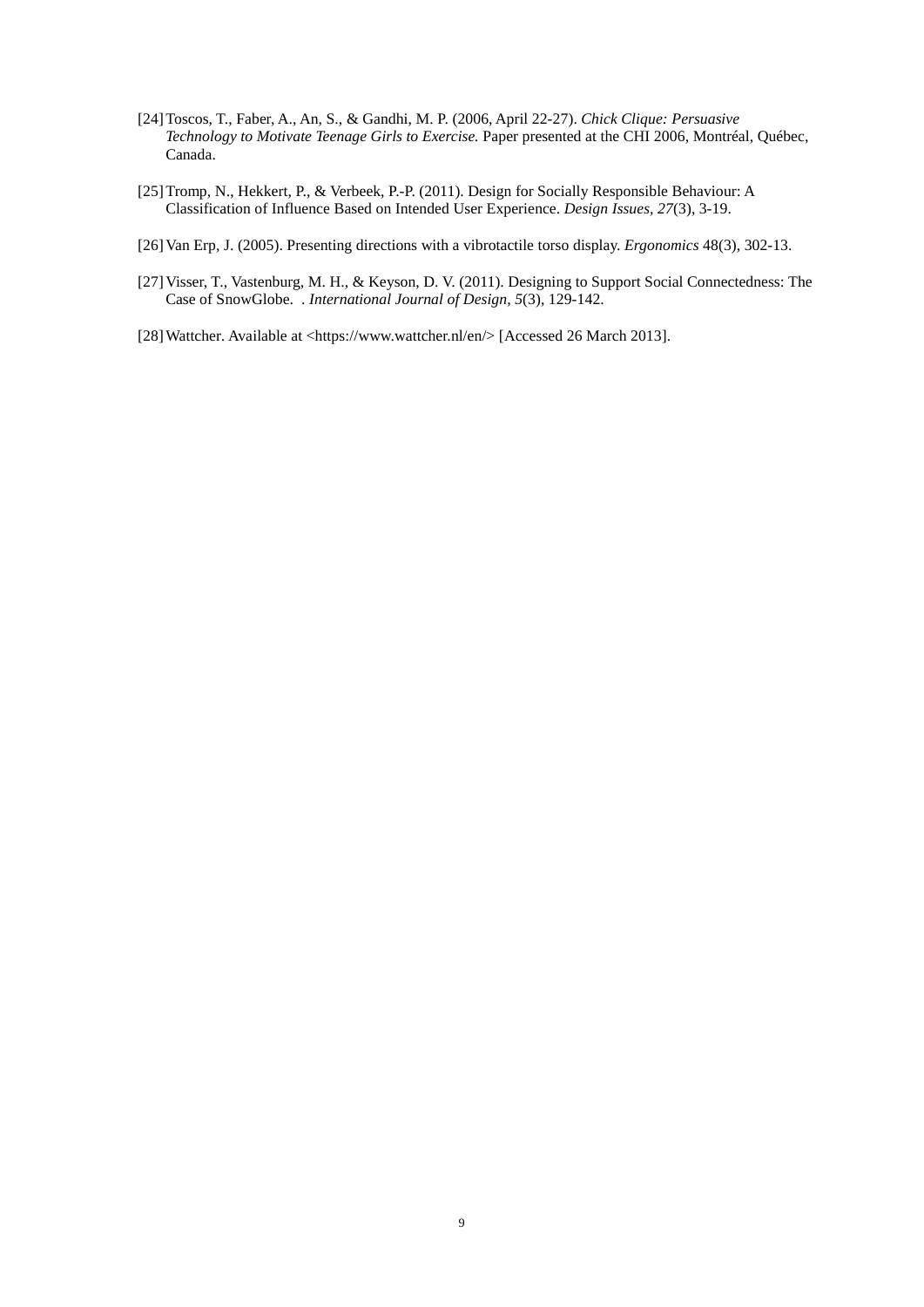[24] Toscos, T., Faber, A., An, S., & Gandhi, M. P. (2006, April 22-27). *Chick Clique: Persuasive Technology to Motivate Teenage Girls to Exercise.* Paper presented at the CHI 2006, Montréal, Québec, Canada.

[25] Tromp, N., Hekkert, P., & Verbeek, P.-P. (2011). Design for Socially Responsible Behaviour: A Classification of Influence Based on Intended User Experience. *Design Issues, 27*(3), 3-19.

[26] Van Erp, J. (2005). Presenting directions with a vibrotactile torso display. *Ergonomics* 48(3), 302-13.

[27] Visser, T., Vastenburg, M. H., & Keyson, D. V. (2011). Designing to Support Social Connectedness: The Case of SnowGlobe. . *International Journal of Design, 5*(3), 129-142.

[28] Wattcher. Available at <https://www.wattcher.nl/en/> [Accessed 26 March 2013].